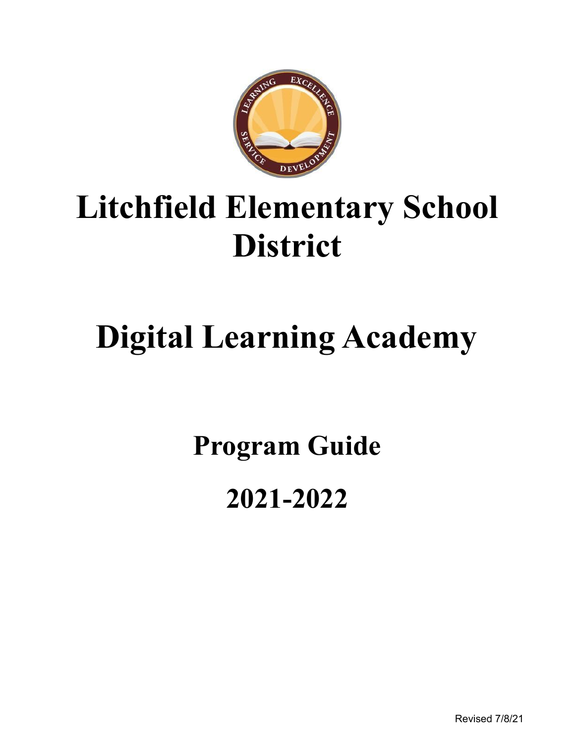# Litchfield Elementary School District

# Digital Learning Academy

## Program Guide

## 2021-2022

Revised 7/8/21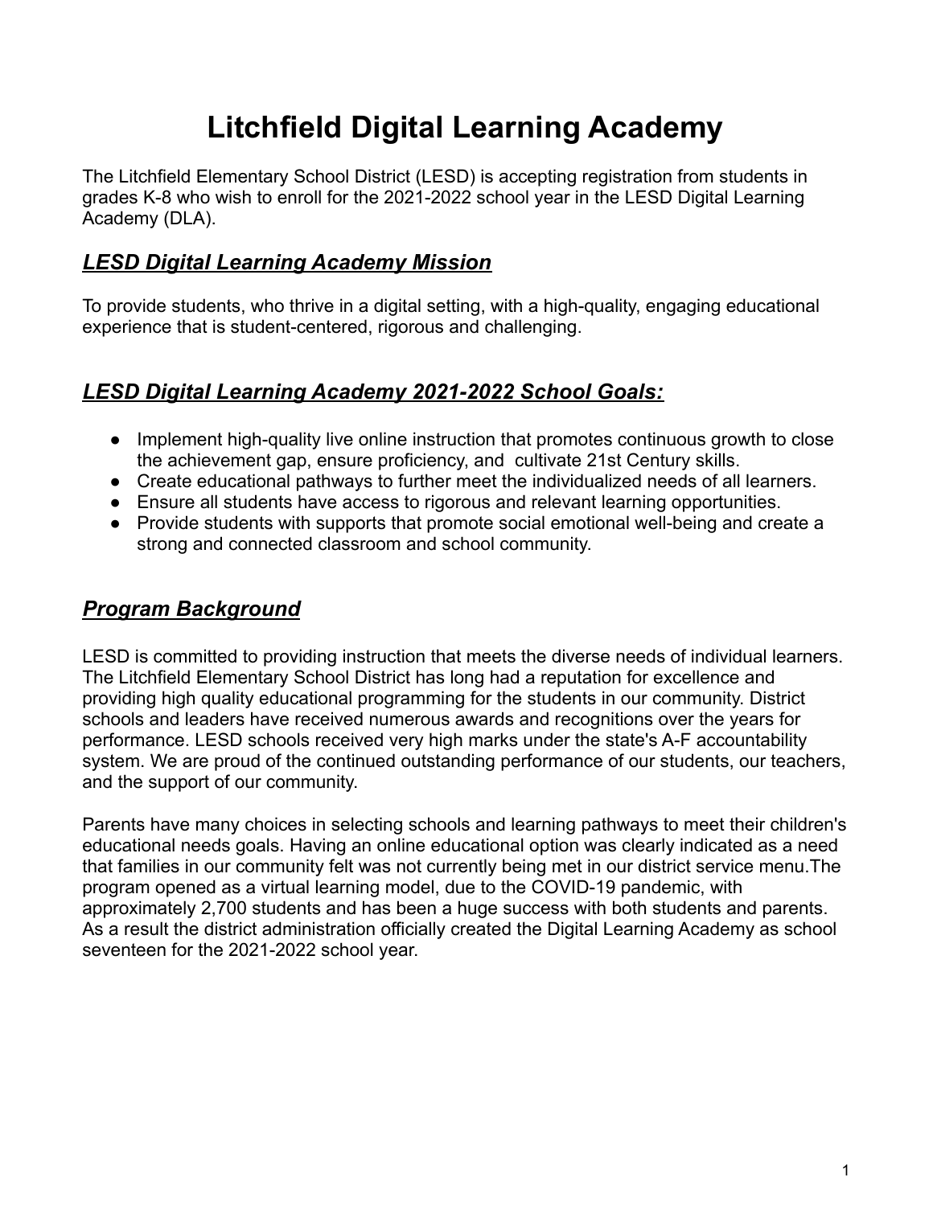# Litchfield Digital Learning Academy

The Litchfield Elementary School District (LESD) is accepting registration from students in grades K-8 who wish to enroll for the 2021-2022 school year in the LESD Digital Learning Academy (DLA).

## ***LESD Digital Learning Academy Mission***

To provide students, who thrive in a digital setting, with a high-quality, engaging educational experience that is student-centered, rigorous and challenging.

## ***LESD Digital Learning Academy 2021-2022 School Goals:***

- Implement high-quality live online instruction that promotes continuous growth to close the achievement gap, ensure proficiency, and cultivate 21st Century skills.
- Create educational pathways to further meet the individualized needs of all learners.
- Ensure all students have access to rigorous and relevant learning opportunities.
- Provide students with supports that promote social emotional well-being and create a strong and connected classroom and school community.

## ***Program Background***

LESD is committed to providing instruction that meets the diverse needs of individual learners. The Litchfield Elementary School District has long had a reputation for excellence and providing high quality educational programming for the students in our community. District schools and leaders have received numerous awards and recognitions over the years for performance. LESD schools received very high marks under the state's A-F accountability system. We are proud of the continued outstanding performance of our students, our teachers, and the support of our community.

Parents have many choices in selecting schools and learning pathways to meet their children's educational needs goals. Having an online educational option was clearly indicated as a need that families in our community felt was not currently being met in our district service menu.The program opened as a virtual learning model, due to the COVID-19 pandemic, with approximately 2,700 students and has been a huge success with both students and parents. As a result the district administration officially created the Digital Learning Academy as school seventeen for the 2021-2022 school year.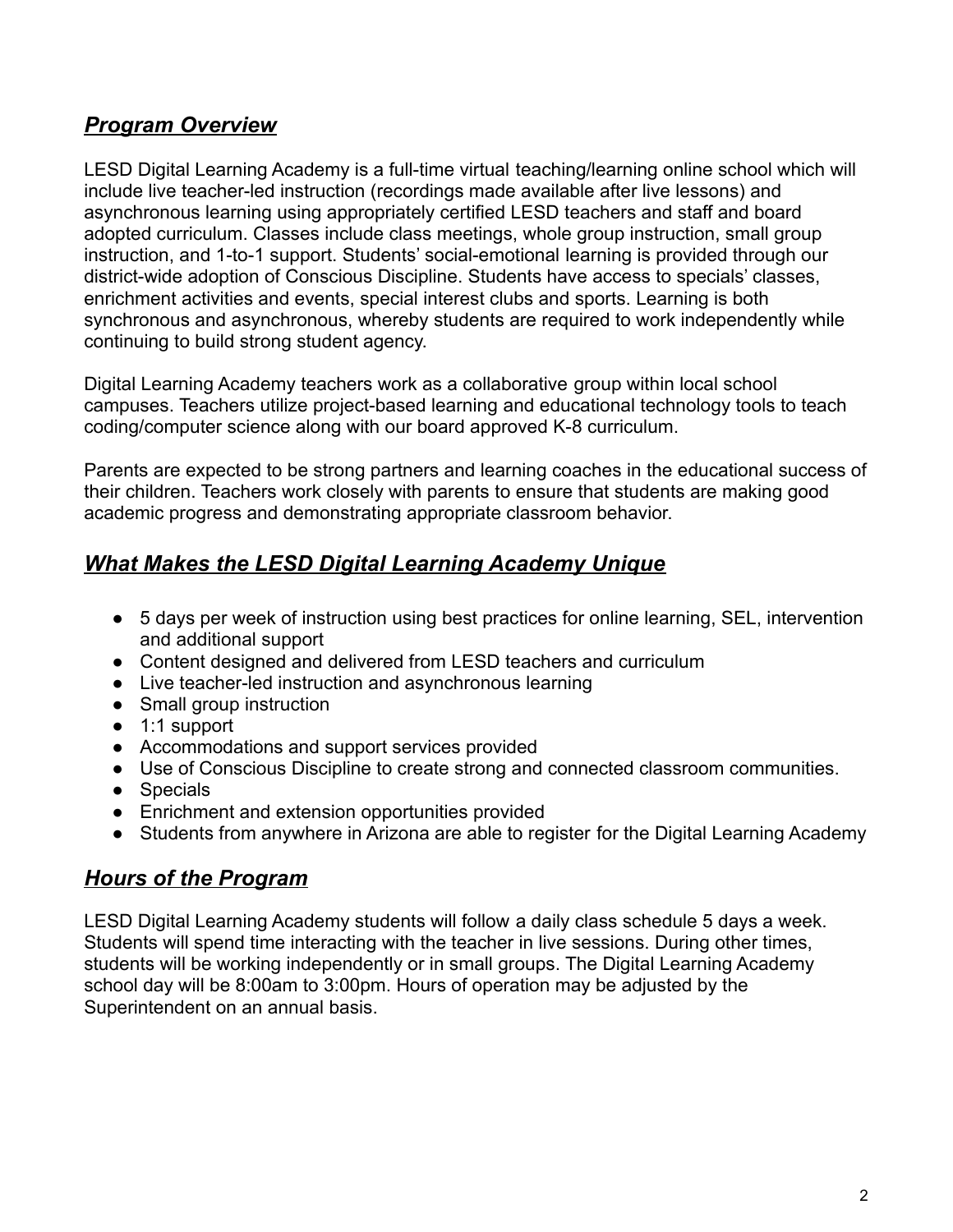## ***Program Overview***

LESD Digital Learning Academy is a full-time virtual teaching/learning online school which will include live teacher-led instruction (recordings made available after live lessons) and asynchronous learning using appropriately certified LESD teachers and staff and board adopted curriculum. Classes include class meetings, whole group instruction, small group instruction, and 1-to-1 support. Students' social-emotional learning is provided through our district-wide adoption of Conscious Discipline. Students have access to specials' classes, enrichment activities and events, special interest clubs and sports. Learning is both synchronous and asynchronous, whereby students are required to work independently while continuing to build strong student agency.

Digital Learning Academy teachers work as a collaborative group within local school campuses. Teachers utilize project-based learning and educational technology tools to teach coding/computer science along with our board approved K-8 curriculum.

Parents are expected to be strong partners and learning coaches in the educational success of their children. Teachers work closely with parents to ensure that students are making good academic progress and demonstrating appropriate classroom behavior.

## ***What Makes the LESD Digital Learning Academy Unique***

- 5 days per week of instruction using best practices for online learning, SEL, intervention and additional support
- Content designed and delivered from LESD teachers and curriculum
- Live teacher-led instruction and asynchronous learning
- Small group instruction
- 1:1 support
- Accommodations and support services provided
- Use of Conscious Discipline to create strong and connected classroom communities.
- Specials
- Enrichment and extension opportunities provided
- Students from anywhere in Arizona are able to register for the Digital Learning Academy

## ***Hours of the Program***

LESD Digital Learning Academy students will follow a daily class schedule 5 days a week. Students will spend time interacting with the teacher in live sessions. During other times, students will be working independently or in small groups. The Digital Learning Academy school day will be 8:00am to 3:00pm. Hours of operation may be adjusted by the Superintendent on an annual basis.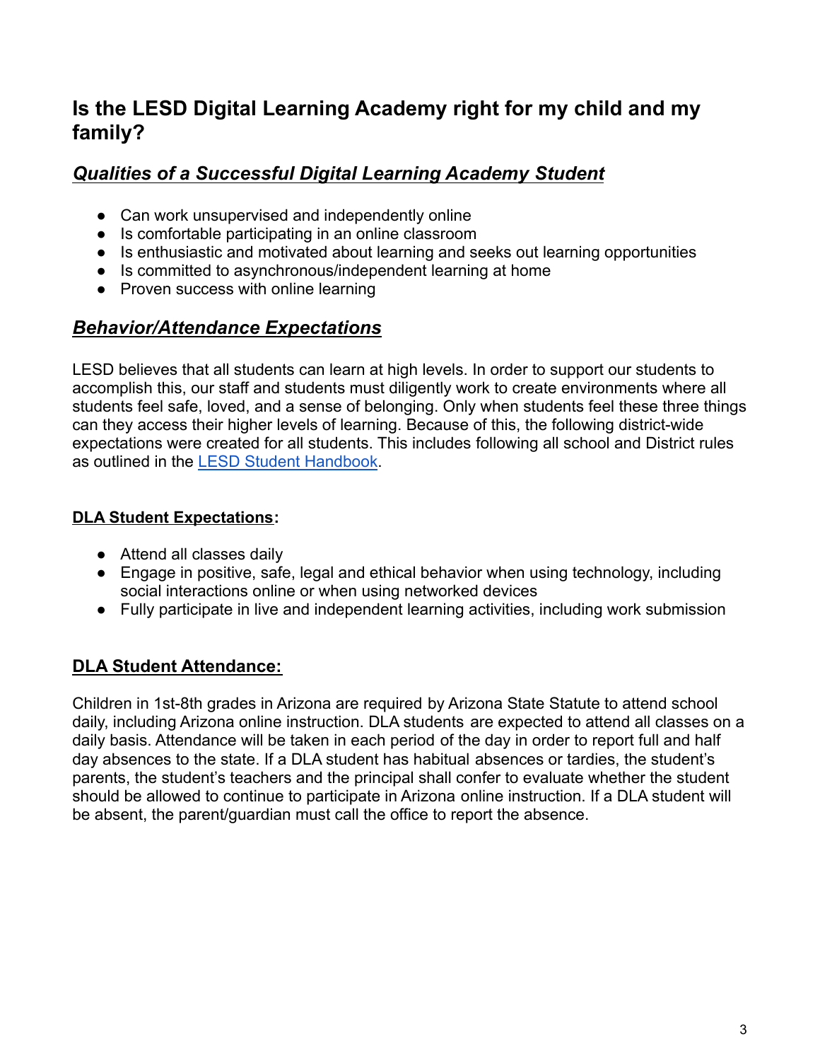# Is the LESD Digital Learning Academy right for my child and my family?

## ***Qualities of a Successful Digital Learning Academy Student***

- Can work unsupervised and independently online
- Is comfortable participating in an online classroom
- Is enthusiastic and motivated about learning and seeks out learning opportunities
- Is committed to asynchronous/independent learning at home
- Proven success with online learning

## ***Behavior/Attendance Expectations***

LESD believes that all students can learn at high levels. In order to support our students to accomplish this, our staff and students must diligently work to create environments where all students feel safe, loved, and a sense of belonging. Only when students feel these three things can they access their higher levels of learning. Because of this, the following district-wide expectations were created for all students. This includes following all school and District rules as outlined in the LESD Student Handbook.

### **DLA Student Expectations:**

- Attend all classes daily
- Engage in positive, safe, legal and ethical behavior when using technology, including social interactions online or when using networked devices
- Fully participate in live and independent learning activities, including work submission

### **DLA Student Attendance:**

Children in 1st-8th grades in Arizona are required by Arizona State Statute to attend school daily, including Arizona online instruction. DLA students are expected to attend all classes on a daily basis. Attendance will be taken in each period of the day in order to report full and half day absences to the state. If a DLA student has habitual absences or tardies, the student's parents, the student's teachers and the principal shall confer to evaluate whether the student should be allowed to continue to participate in Arizona online instruction. If a DLA student will be absent, the parent/guardian must call the office to report the absence.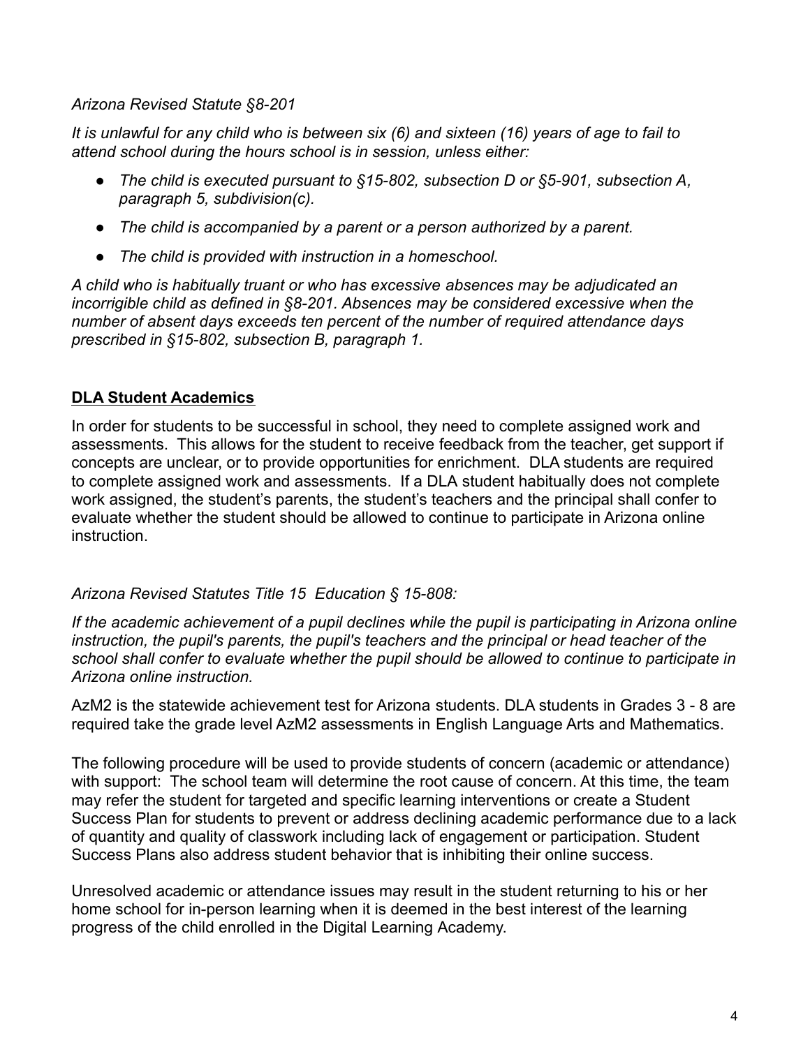*Arizona Revised Statute §8-201*

*It is unlawful for any child who is between six (6) and sixteen (16) years of age to fail to attend school during the hours school is in session, unless either:*

- *The child is executed pursuant to §15-802, subsection D or §5-901, subsection A, paragraph 5, subdivision(c).*
- *The child is accompanied by a parent or a person authorized by a parent.*
- *The child is provided with instruction in a homeschool.*

*A child who is habitually truant or who has excessive absences may be adjudicated an incorrigible child as defined in §8-201. Absences may be considered excessive when the number of absent days exceeds ten percent of the number of required attendance days prescribed in §15-802, subsection B, paragraph 1.*

## **DLA Student Academics**

In order for students to be successful in school, they need to complete assigned work and assessments. This allows for the student to receive feedback from the teacher, get support if concepts are unclear, or to provide opportunities for enrichment. DLA students are required to complete assigned work and assessments. If a DLA student habitually does not complete work assigned, the student's parents, the student's teachers and the principal shall confer to evaluate whether the student should be allowed to continue to participate in Arizona online instruction.

*Arizona Revised Statutes Title 15 Education § 15-808:*

*If the academic achievement of a pupil declines while the pupil is participating in Arizona online instruction, the pupil's parents, the pupil's teachers and the principal or head teacher of the school shall confer to evaluate whether the pupil should be allowed to continue to participate in Arizona online instruction.*

AzM2 is the statewide achievement test for Arizona students. DLA students in Grades 3 - 8 are required take the grade level AzM2 assessments in English Language Arts and Mathematics.

The following procedure will be used to provide students of concern (academic or attendance) with support: The school team will determine the root cause of concern. At this time, the team may refer the student for targeted and specific learning interventions or create a Student Success Plan for students to prevent or address declining academic performance due to a lack of quantity and quality of classwork including lack of engagement or participation. Student Success Plans also address student behavior that is inhibiting their online success.

Unresolved academic or attendance issues may result in the student returning to his or her home school for in-person learning when it is deemed in the best interest of the learning progress of the child enrolled in the Digital Learning Academy.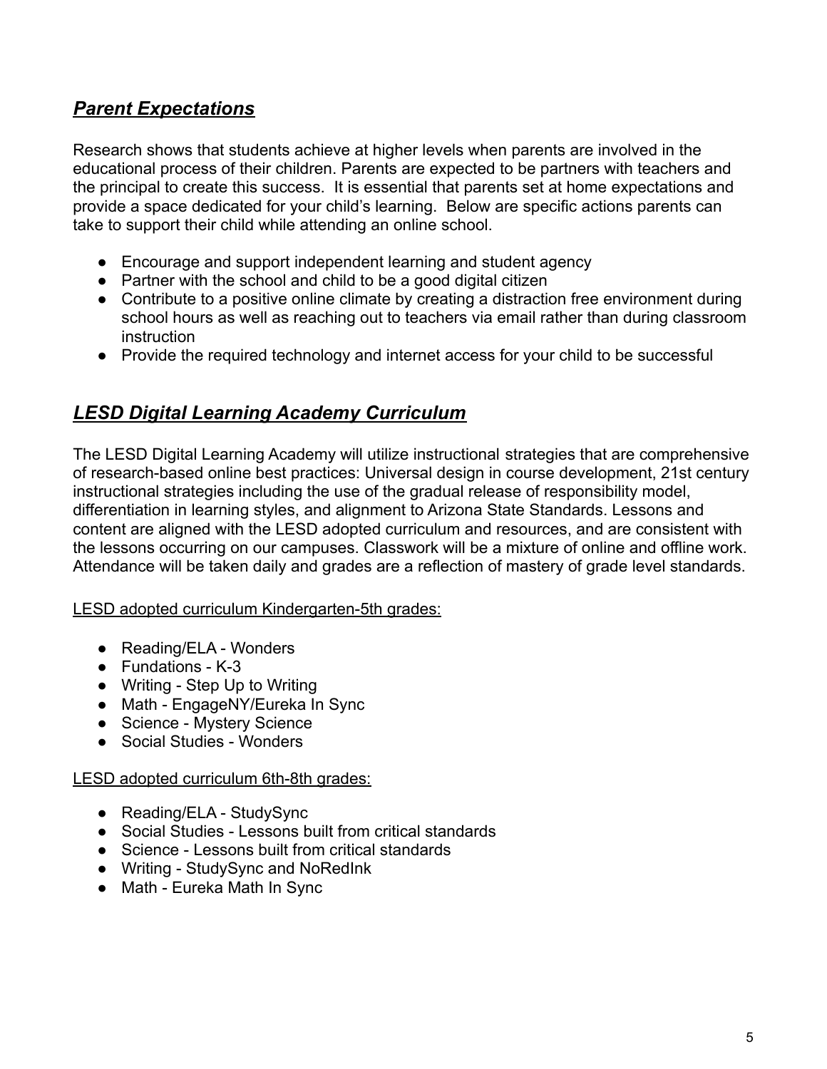## ***Parent Expectations***

Research shows that students achieve at higher levels when parents are involved in the educational process of their children. Parents are expected to be partners with teachers and the principal to create this success. It is essential that parents set at home expectations and provide a space dedicated for your child's learning. Below are specific actions parents can take to support their child while attending an online school.

- Encourage and support independent learning and student agency
- Partner with the school and child to be a good digital citizen
- Contribute to a positive online climate by creating a distraction free environment during school hours as well as reaching out to teachers via email rather than during classroom instruction
- Provide the required technology and internet access for your child to be successful

## ***LESD Digital Learning Academy Curriculum***

The LESD Digital Learning Academy will utilize instructional strategies that are comprehensive of research-based online best practices: Universal design in course development, 21st century instructional strategies including the use of the gradual release of responsibility model, differentiation in learning styles, and alignment to Arizona State Standards. Lessons and content are aligned with the LESD adopted curriculum and resources, and are consistent with the lessons occurring on our campuses. Classwork will be a mixture of online and offline work. Attendance will be taken daily and grades are a reflection of mastery of grade level standards.

<u>LESD adopted curriculum Kindergarten-5th grades:</u>

- Reading/ELA - Wonders
- Fundations - K-3
- Writing - Step Up to Writing
- Math - EngageNY/Eureka In Sync
- Science - Mystery Science
- Social Studies - Wonders

<u>LESD adopted curriculum 6th-8th grades:</u>

- Reading/ELA - StudySync
- Social Studies - Lessons built from critical standards
- Science - Lessons built from critical standards
- Writing - StudySync and NoRedInk
- Math - Eureka Math In Sync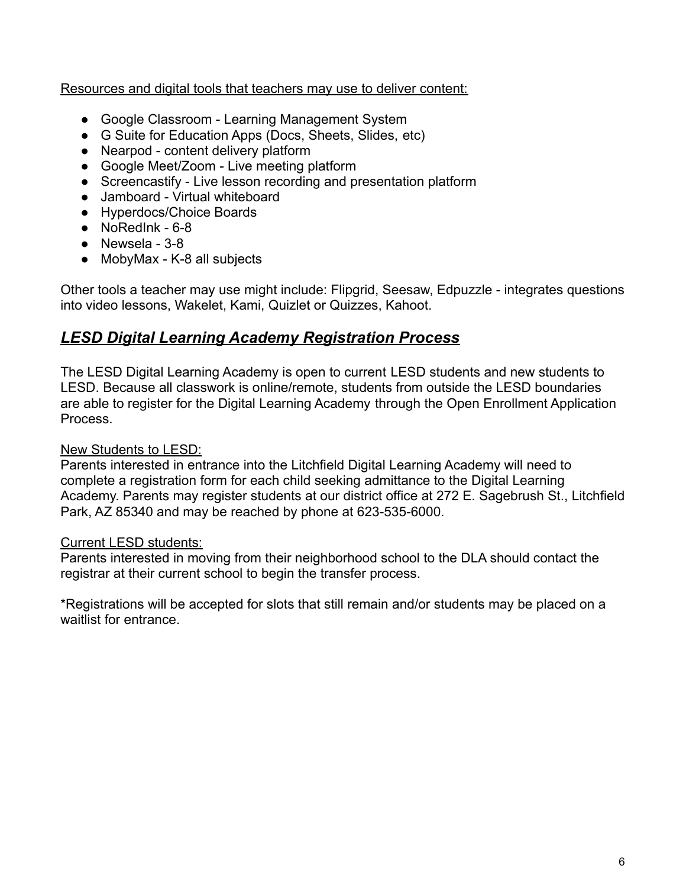<u>Resources and digital tools that teachers may use to deliver content:</u>

- Google Classroom - Learning Management System
- G Suite for Education Apps (Docs, Sheets, Slides, etc)
- Nearpod - content delivery platform
- Google Meet/Zoom - Live meeting platform
- Screencastify - Live lesson recording and presentation platform
- Jamboard - Virtual whiteboard
- Hyperdocs/Choice Boards
- NoRedInk - 6-8
- Newsela - 3-8
- MobyMax - K-8 all subjects

Other tools a teacher may use might include: Flipgrid, Seesaw, Edpuzzle - integrates questions into video lessons, Wakelet, Kami, Quizlet or Quizzes, Kahoot.

## ***<u>LESD Digital Learning Academy Registration Process</u>***

The LESD Digital Learning Academy is open to current LESD students and new students to LESD. Because all classwork is online/remote, students from outside the LESD boundaries are able to register for the Digital Learning Academy through the Open Enrollment Application Process.

<u>New Students to LESD:</u>
Parents interested in entrance into the Litchfield Digital Learning Academy will need to complete a registration form for each child seeking admittance to the Digital Learning Academy. Parents may register students at our district office at 272 E. Sagebrush St., Litchfield Park, AZ 85340 and may be reached by phone at 623-535-6000.

<u>Current LESD students:</u>
Parents interested in moving from their neighborhood school to the DLA should contact the registrar at their current school to begin the transfer process.

*Registrations will be accepted for slots that still remain and/or students may be placed on a waitlist for entrance.